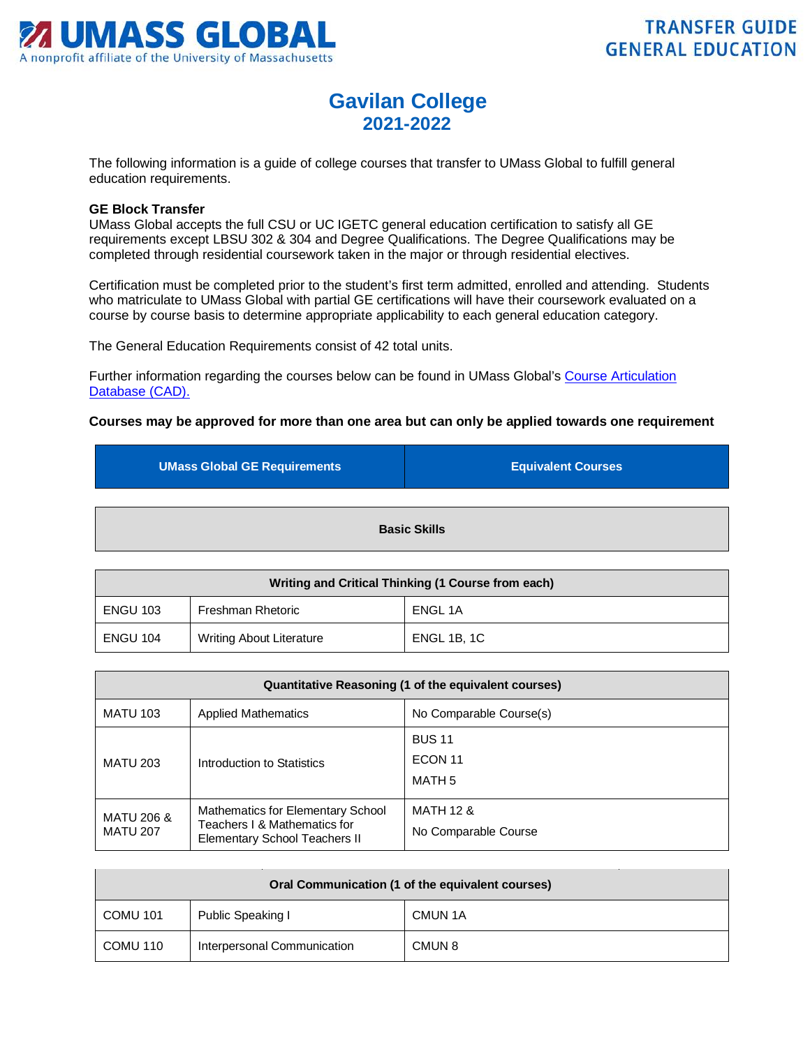# Gavilan College
## 2021-2022

The following information is a guide of college courses that transfer to UMass Global to fulfill general education requirements.

**GE Block Transfer**
UMass Global accepts the full CSU or UC IGETC general education certification to satisfy all GE requirements except LBSU 302 & 304 and Degree Qualifications. The Degree Qualifications may be completed through residential coursework taken in the major or through residential electives.

Certification must be completed prior to the student's first term admitted, enrolled and attending. Students who matriculate to UMass Global with partial GE certifications will have their coursework evaluated on a course by course basis to determine appropriate applicability to each general education category.

The General Education Requirements consist of 42 total units.

Further information regarding the courses below can be found in UMass Global's Course Articulation Database (CAD).

**Courses may be approved for more than one area but can only be applied towards one requirement**

| UMass Global GE Requirements | | Equivalent Courses |
|---|---|---|
| **Basic Skills** | | |
| **Writing and Critical Thinking (1 Course from each)** | | |
| ENGU 103 | Freshman Rhetoric | ENGL 1A |
| ENGU 104 | Writing About Literature | ENGL 1B, 1C |
| **Quantitative Reasoning (1 of the equivalent courses)** | | |
| MATU 103 | Applied Mathematics | No Comparable Course(s) |
| MATU 203 | Introduction to Statistics | BUS 11<br>ECON 11<br>MATH 5 |
| MATU 206 & MATU 207 | Mathematics for Elementary School Teachers I & Mathematics for Elementary School Teachers II | MATH 12 &<br>No Comparable Course |
| **Oral Communication (1 of the equivalent courses)** | | |
| COMU 101 | Public Speaking I | CMUN 1A |
| COMU 110 | Interpersonal Communication | CMUN 8 |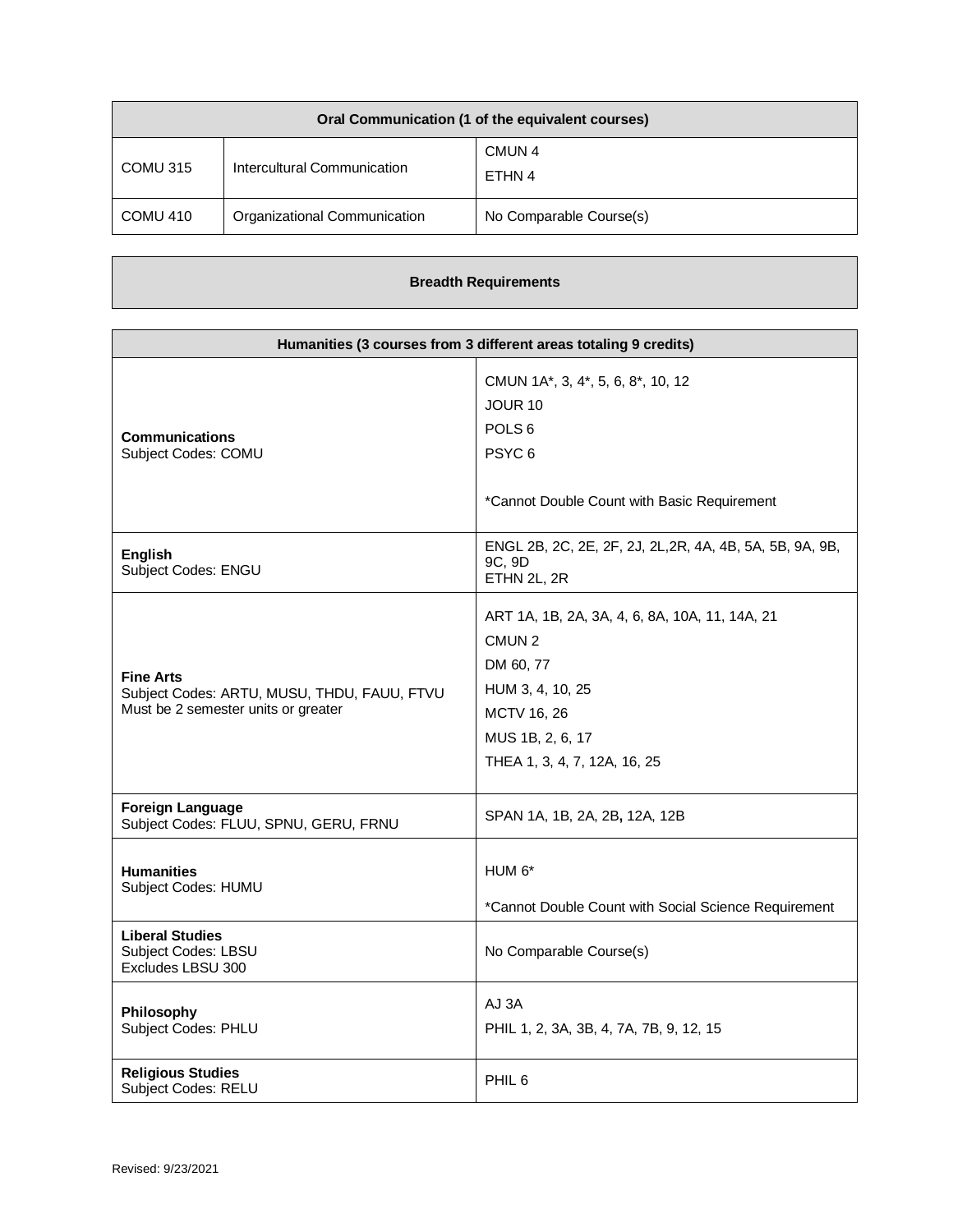| Oral Communication (1 of the equivalent courses) | | |
|---|---|---|
| COMU 315 | Intercultural Communication | CMUN 4<br>ETHN 4 |
| COMU 410 | Organizational Communication | No Comparable Course(s) |

## Breadth Requirements

| Humanities (3 courses from 3 different areas totaling 9 credits) | |
|---|---|
| **Communications**<br>Subject Codes: COMU | CMUN 1A*, 3, 4*, 5, 6, 8*, 10, 12<br>JOUR 10<br>POLS 6<br>PSYC 6<br><br>*Cannot Double Count with Basic Requirement |
| **English**<br>Subject Codes: ENGU | ENGL 2B, 2C, 2E, 2F, 2J, 2L,2R, 4A, 4B, 5A, 5B, 9A, 9B, 9C, 9D<br>ETHN 2L, 2R |
| **Fine Arts**<br>Subject Codes: ARTU, MUSU, THDU, FAUU, FTVU<br>Must be 2 semester units or greater | ART 1A, 1B, 2A, 3A, 4, 6, 8A, 10A, 11, 14A, 21<br>CMUN 2<br>DM 60, 77<br>HUM 3, 4, 10, 25<br>MCTV 16, 26<br>MUS 1B, 2, 6, 17<br>THEA 1, 3, 4, 7, 12A, 16, 25 |
| **Foreign Language**<br>Subject Codes: FLUU, SPNU, GERU, FRNU | SPAN 1A, 1B, 2A, 2B**,** 12A, 12B |
| **Humanities**<br>Subject Codes: HUMU | HUM 6*<br><br>*Cannot Double Count with Social Science Requirement |
| **Liberal Studies**<br>Subject Codes: LBSU<br>Excludes LBSU 300 | No Comparable Course(s) |
| **Philosophy**<br>Subject Codes: PHLU | AJ 3A<br>PHIL 1, 2, 3A, 3B, 4, 7A, 7B, 9, 12, 15 |
| **Religious Studies**<br>Subject Codes: RELU | PHIL 6 |

Revised: 9/23/2021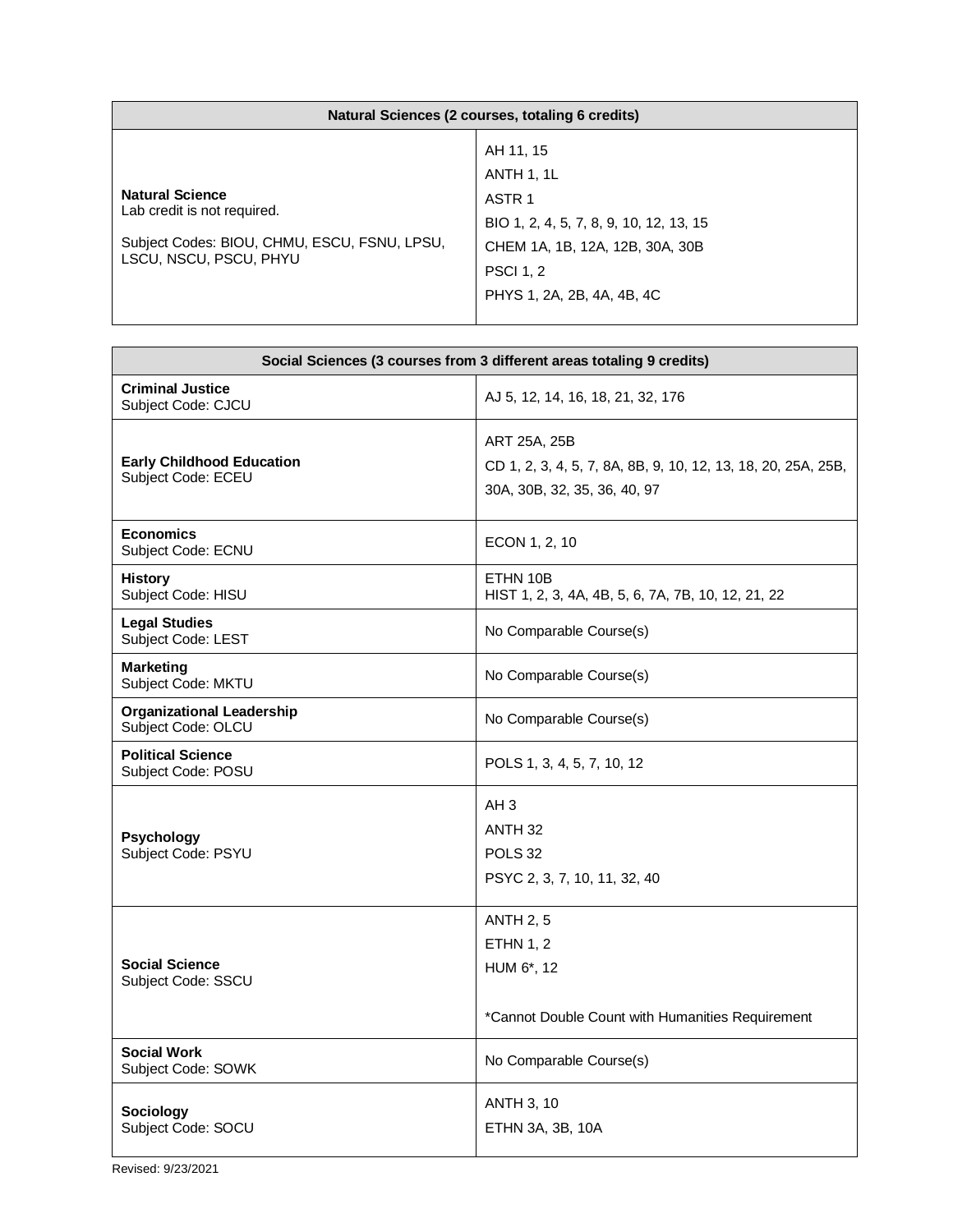| Natural Sciences (2 courses, totaling 6 credits) | |
|---|---|
| **Natural Science**<br>Lab credit is not required.<br><br>Subject Codes: BIOU, CHMU, ESCU, FSNU, LPSU, LSCU, NSCU, PSCU, PHYU | AH 11, 15<br>ANTH 1, 1L<br>ASTR 1<br>BIO 1, 2, 4, 5, 7, 8, 9, 10, 12, 13, 15<br>CHEM 1A, 1B, 12A, 12B, 30A, 30B<br>PSCI 1, 2<br>PHYS 1, 2A, 2B, 4A, 4B, 4C |

| Social Sciences (3 courses from 3 different areas totaling 9 credits) | |
|---|---|
| **Criminal Justice**<br>Subject Code: CJCU | AJ 5, 12, 14, 16, 18, 21, 32, 176 |
| **Early Childhood Education**<br>Subject Code: ECEU | ART 25A, 25B<br>CD 1, 2, 3, 4, 5, 7, 8A, 8B, 9, 10, 12, 13, 18, 20, 25A, 25B, 30A, 30B, 32, 35, 36, 40, 97 |
| **Economics**<br>Subject Code: ECNU | ECON 1, 2, 10 |
| **History**<br>Subject Code: HISU | ETHN 10B<br>HIST 1, 2, 3, 4A, 4B, 5, 6, 7A, 7B, 10, 12, 21, 22 |
| **Legal Studies**<br>Subject Code: LEST | No Comparable Course(s) |
| **Marketing**<br>Subject Code: MKTU | No Comparable Course(s) |
| **Organizational Leadership**<br>Subject Code: OLCU | No Comparable Course(s) |
| **Political Science**<br>Subject Code: POSU | POLS 1, 3, 4, 5, 7, 10, 12 |
| **Psychology**<br>Subject Code: PSYU | AH 3<br>ANTH 32<br>POLS 32<br>PSYC 2, 3, 7, 10, 11, 32, 40 |
| **Social Science**<br>Subject Code: SSCU | ANTH 2, 5<br>ETHN 1, 2<br>HUM 6*, 12<br><br>*Cannot Double Count with Humanities Requirement |
| **Social Work**<br>Subject Code: SOWK | No Comparable Course(s) |
| **Sociology**<br>Subject Code: SOCU | ANTH 3, 10<br>ETHN 3A, 3B, 10A |

Revised: 9/23/2021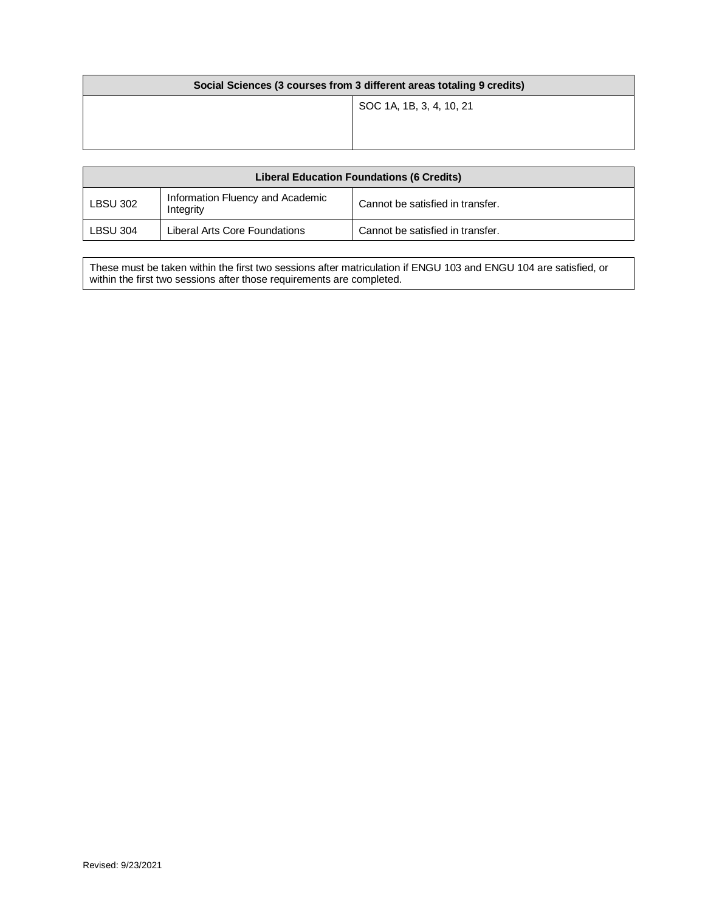| Social Sciences (3 courses from 3 different areas totaling 9 credits) | |
| --- | --- |
| | SOC 1A, 1B, 3, 4, 10, 21 |

| Liberal Education Foundations (6 Credits) | | |
| --- | --- | --- |
| LBSU 302 | Information Fluency and Academic Integrity | Cannot be satisfied in transfer. |
| LBSU 304 | Liberal Arts Core Foundations | Cannot be satisfied in transfer. |

These must be taken within the first two sessions after matriculation if ENGU 103 and ENGU 104 are satisfied, or within the first two sessions after those requirements are completed.

Revised: 9/23/2021